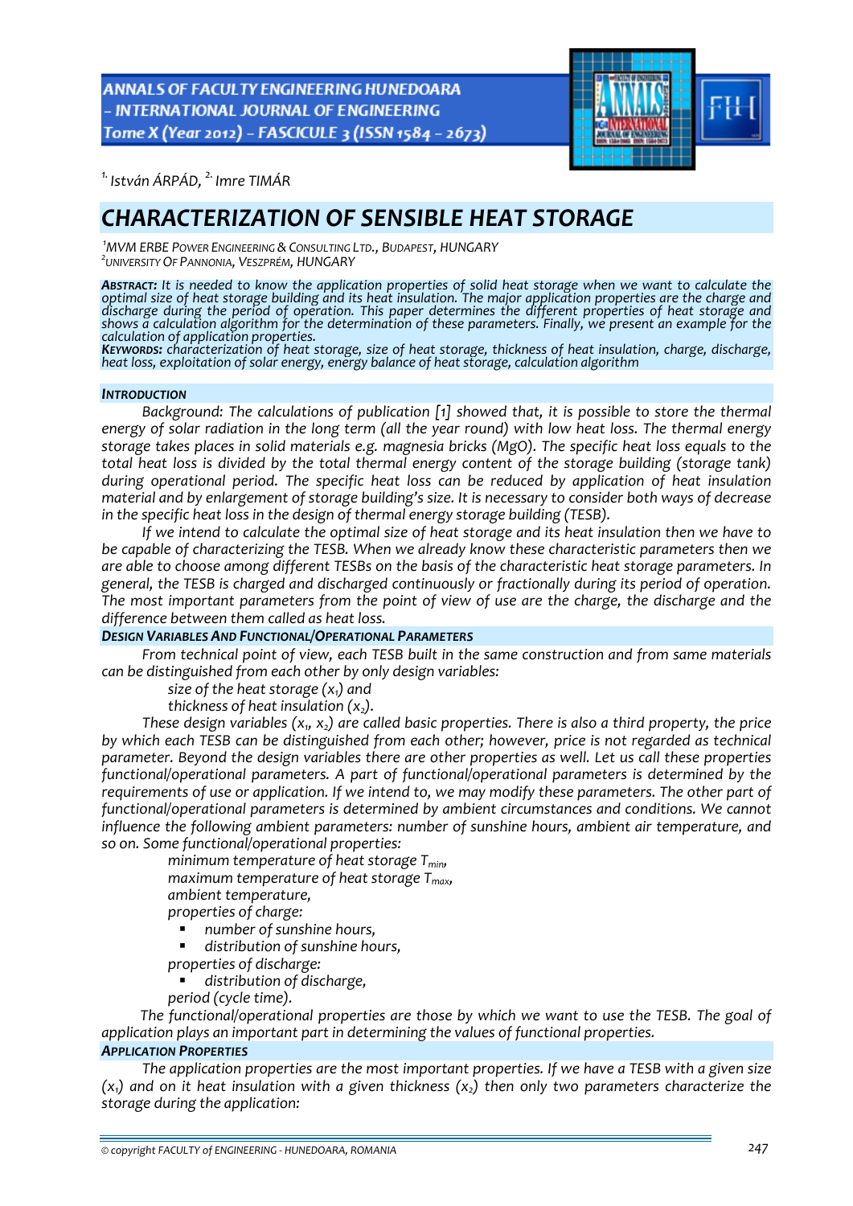[1.] István ÁRPÁD, [2.] Imre TIMÁR

# CHARACTERIZATION OF SENSIBLE HEAT STORAGE

[1]MVM ERBE POWER ENGINEERING & CONSULTING LTD., BUDAPEST, HUNGARY
[2]UNIVERSITY OF PANNONIA, VESZPRÉM, HUNGARY

***ABSTRACT:*** *It is needed to know the application properties of solid heat storage when we want to calculate the optimal size of heat storage building and its heat insulation. The major application properties are the charge and discharge during the period of operation. This paper determines the different properties of heat storage and shows a calculation algorithm for the determination of these parameters. Finally, we present an example for the calculation of application properties.*

***KEYWORDS:*** *characterization of heat storage, size of heat storage, thickness of heat insulation, charge, discharge, heat loss, exploitation of solar energy, energy balance of heat storage, calculation algorithm*

## INTRODUCTION

*Background: The calculations of publication [1] showed that, it is possible to store the thermal energy of solar radiation in the long term (all the year round) with low heat loss. The thermal energy storage takes places in solid materials e.g. magnesia bricks (MgO). The specific heat loss equals to the total heat loss is divided by the total thermal energy content of the storage building (storage tank) during operational period. The specific heat loss can be reduced by application of heat insulation material and by enlargement of storage building's size. It is necessary to consider both ways of decrease in the specific heat loss in the design of thermal energy storage building (TESB).*

*If we intend to calculate the optimal size of heat storage and its heat insulation then we have to be capable of characterizing the TESB. When we already know these characteristic parameters then we are able to choose among different TESBs on the basis of the characteristic heat storage parameters. In general, the TESB is charged and discharged continuously or fractionally during its period of operation. The most important parameters from the point of view of use are the charge, the discharge and the difference between them called as heat loss.*

## DESIGN VARIABLES AND FUNCTIONAL/OPERATIONAL PARAMETERS

*From technical point of view, each TESB built in the same construction and from same materials can be distinguished from each other by only design variables:*

*size of the heat storage ($x_1$) and*
*thickness of heat insulation ($x_2$).*

*These design variables ($x_1$, $x_2$) are called basic properties. There is also a third property, the price by which each TESB can be distinguished from each other; however, price is not regarded as technical parameter. Beyond the design variables there are other properties as well. Let us call these properties functional/operational parameters. A part of functional/operational parameters is determined by the requirements of use or application. If we intend to, we may modify these parameters. The other part of functional/operational parameters is determined by ambient circumstances and conditions. We cannot influence the following ambient parameters: number of sunshine hours, ambient air temperature, and so on. Some functional/operational properties:*

*minimum temperature of heat storage $T_{min}$,*
*maximum temperature of heat storage $T_{max}$,*
*ambient temperature,*
*properties of charge:*
- *number of sunshine hours,*
- *distribution of sunshine hours,*

*properties of discharge:*
- *distribution of discharge,*

*period (cycle time).*

*The functional/operational properties are those by which we want to use the TESB. The goal of application plays an important part in determining the values of functional properties.*

## APPLICATION PROPERTIES

*The application properties are the most important properties. If we have a TESB with a given size ($x_1$) and on it heat insulation with a given thickness ($x_2$) then only two parameters characterize the storage during the application:*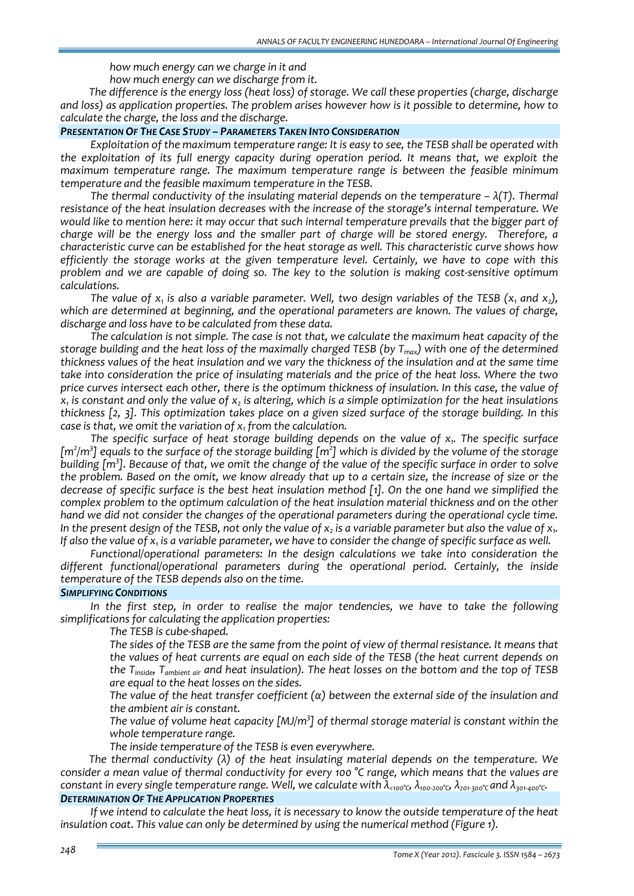*how much energy can we charge in it and*

*how much energy can we discharge from it.*

*The difference is the energy loss (heat loss) of storage. We call these properties (charge, discharge and loss) as application properties. The problem arises however how is it possible to determine, how to calculate the charge, the loss and the discharge.*

## *PRESENTATION OF THE CASE STUDY – PARAMETERS TAKEN INTO CONSIDERATION*

*Exploitation of the maximum temperature range: It is easy to see, the TESB shall be operated with the exploitation of its full energy capacity during operation period. It means that, we exploit the maximum temperature range. The maximum temperature range is between the feasible minimum temperature and the feasible maximum temperature in the TESB.*

*The thermal conductivity of the insulating material depends on the temperature – λ(T). Thermal resistance of the heat insulation decreases with the increase of the storage's internal temperature. We would like to mention here: it may occur that such internal temperature prevails that the bigger part of charge will be the energy loss and the smaller part of charge will be stored energy. Therefore, a characteristic curve can be established for the heat storage as well. This characteristic curve shows how efficiently the storage works at the given temperature level. Certainly, we have to cope with this problem and we are capable of doing so. The key to the solution is making cost-sensitive optimum calculations.*

*The value of $x_1$ is also a variable parameter. Well, two design variables of the TESB ($x_1$ and $x_2$), which are determined at beginning, and the operational parameters are known. The values of charge, discharge and loss have to be calculated from these data.*

*The calculation is not simple. The case is not that, we calculate the maximum heat capacity of the storage building and the heat loss of the maximally charged TESB (by $T_{max}$) with one of the determined thickness values of the heat insulation and we vary the thickness of the insulation and at the same time take into consideration the price of insulating materials and the price of the heat loss. Where the two price curves intersect each other, there is the optimum thickness of insulation. In this case, the value of $x_1$ is constant and only the value of $x_2$ is altering, which is a simple optimization for the heat insulations thickness [2, 3]. This optimization takes place on a given sized surface of the storage building. In this case is that, we omit the variation of $x_1$ from the calculation.*

*The specific surface of heat storage building depends on the value of $x_1$. The specific surface [$m^2/m^3$] equals to the surface of the storage building [$m^2$] which is divided by the volume of the storage building [$m^3$]. Because of that, we omit the change of the value of the specific surface in order to solve the problem. Based on the omit, we know already that up to a certain size, the increase of size or the decrease of specific surface is the best heat insulation method [1]. On the one hand we simplified the complex problem to the optimum calculation of the heat insulation material thickness and on the other hand we did not consider the changes of the operational parameters during the operational cycle time. In the present design of the TESB, not only the value of $x_2$ is a variable parameter but also the value of $x_1$. If also the value of $x_1$ is a variable parameter, we have to consider the change of specific surface as well.*

*Functional/operational parameters: In the design calculations we take into consideration the different functional/operational parameters during the operational period. Certainly, the inside temperature of the TESB depends also on the time.*

## *SIMPLIFYING CONDITIONS*

*In the first step, in order to realise the major tendencies, we have to take the following simplifications for calculating the application properties:*

*The TESB is cube-shaped.*

*The sides of the TESB are the same from the point of view of thermal resistance. It means that the values of heat currents are equal on each side of the TESB (the heat current depends on the $T_{inside}$, $T_{ambient\ air}$ and heat insulation). The heat losses on the bottom and the top of TESB are equal to the heat losses on the sides.*

*The value of the heat transfer coefficient (α) between the external side of the insulation and the ambient air is constant.*

*The value of volume heat capacity [$MJ/m^3$] of thermal storage material is constant within the whole temperature range.*

*The inside temperature of the TESB is even everywhere.*

*The thermal conductivity (λ) of the heat insulating material depends on the temperature. We consider a mean value of thermal conductivity for every 100 °C range, which means that the values are constant in every single temperature range. Well, we calculate with $\lambda_{<100°C}$, $\lambda_{100\text{-}200°C}$, $\lambda_{201\text{-}300°C}$ and $\lambda_{301\text{-}400°C}$.*

## *DETERMINATION OF THE APPLICATION PROPERTIES*

*If we intend to calculate the heat loss, it is necessary to know the outside temperature of the heat insulation coat. This value can only be determined by using the numerical method (Figure 1).*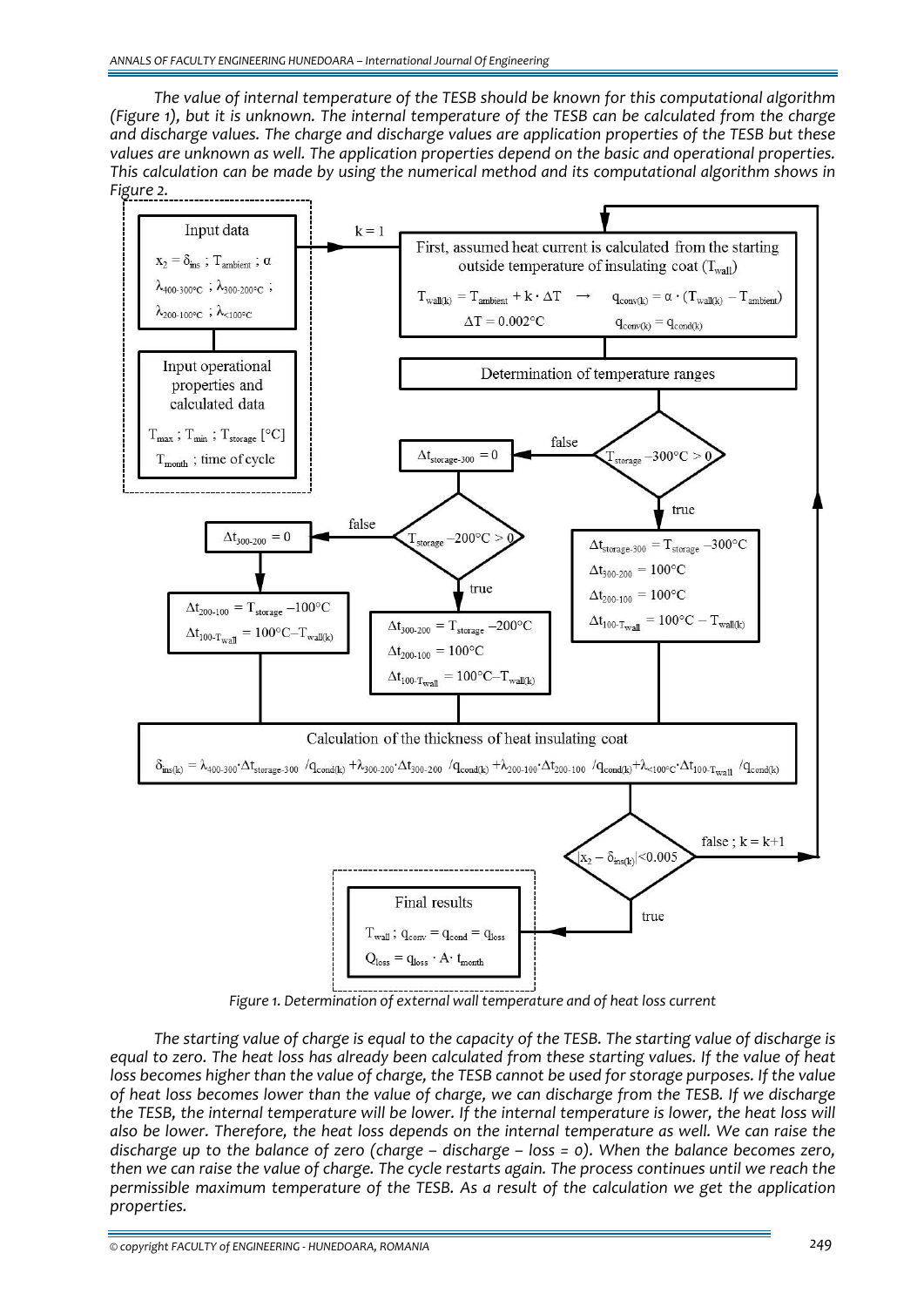The value of internal temperature of the TESB should be known for this computational algorithm (Figure 1), but it is unknown. The internal temperature of the TESB can be calculated from the charge and discharge values. The charge and discharge values are application properties of the TESB but these values are unknown as well. The application properties depend on the basic and operational properties. This calculation can be made by using the numerical method and its computational algorithm shows in Figure 2.

Figure 1. Determination of external wall temperature and of heat loss current

The starting value of charge is equal to the capacity of the TESB. The starting value of discharge is equal to zero. The heat loss has already been calculated from these starting values. If the value of heat loss becomes higher than the value of charge, the TESB cannot be used for storage purposes. If the value of heat loss becomes lower than the value of charge, we can discharge from the TESB. If we discharge the TESB, the internal temperature will be lower. If the internal temperature is lower, the heat loss will also be lower. Therefore, the heat loss depends on the internal temperature as well. We can raise the discharge up to the balance of zero (charge – discharge – loss = 0). When the balance becomes zero, then we can raise the value of charge. The cycle restarts again. The process continues until we reach the permissible maximum temperature of the TESB. As a result of the calculation we get the application properties.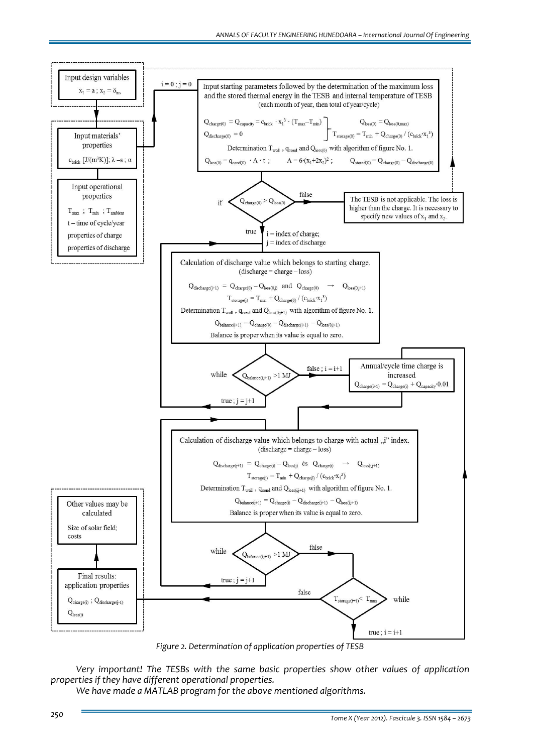Input design variables

$x_1 = a$ ; $x_2 = \delta_{ins}$

Input materials' properties

$c_{brick}$ [J/(m$^3$K)]; $\lambda$ –s ; $\alpha$

Input operational properties

$T_{max}$ ; $T_{min}$ ; $T_{ambient}$

t – time of cycle/year

properties of charge

properties of discharge

$i = 0$ ; $j = 0$

Input starting parameters followed by the determination of the maximum loss and the stored thermal energy in the TESB and internal temperature of TESB (each month of year, then total of year/cycle)

$$Q_{charge(0)} = Q_{capacity} = c_{brick} \cdot x_1^3 \cdot (T_{max} - T_{min})$$
$$Q_{discharge(0)} = 0$$
$$Q_{loss(0)} = Q_{loss(0,max)}$$
$$T_{storage(0)} = T_{min} + Q_{charge(0)} / (c_{brick} \cdot x_1^3)$$

Determination $T_{wall}$ , $q_{cond}$ and $Q_{loss(0)}$ with algorithm of figure No. 1.

$$Q_{loss(0)} = q_{cond(0)} \cdot A \cdot t \; ; \quad A = 6 \cdot (x_1 + 2x_2)^2 \; ; \quad Q_{stored(0)} = Q_{charge(0)} - Q_{discharge(0)}$$

if $Q_{charge(0)} > Q_{loss(0)}$

false: The TESB is not applicable. The loss is higher than the charge. It is necessary to specify new values of $x_1$ and $x_2$.

true: i = index of charge; j = index of discharge

Calculation of discharge value which belongs to starting charge. (discharge = charge – loss)

$$Q_{discharge(j+1)} = Q_{charge(0)} - Q_{loss(0,j)} \text{ and } Q_{charge(0)} \rightarrow Q_{loss(0,j+1)}$$
$$T_{storage(j)} = T_{min} + Q_{charge(0)} / (c_{brick} \cdot x_1^3)$$

Determination $T_{wall}$ , $q_{cond}$ and $Q_{loss(0,j+1)}$ with algorithm of figure No. 1.

$$Q_{balance(j+1)} = Q_{charge(0)} - Q_{discharge(j+1)} - Q_{loss(0,j+1)}$$

Balance is proper when its value is equal to zero.

while $Q_{balance(i,j+1)} > 1$ MJ

true ; $j = j+1$

false ; $i = i+1$

Annual/cycle time charge is increased

$$Q_{charge(i+1)} = Q_{charge(i)} + Q_{capacity} \cdot 0.01$$

Calculation of discharge value which belongs to charge with actual „i" index. (discharge = charge – loss)

$$Q_{discharge(j+1)} = Q_{charge(i)} - Q_{loss(j)} \text{ és } Q_{charge(i)} \rightarrow Q_{loss(i,j+1)}$$
$$T_{storage(j)} = T_{min} + Q_{charge(i)} / (c_{brick} \cdot x_1^3)$$

Determination $T_{wall}$ , $q_{cond}$ and $Q_{loss(i,j+1)}$ with algorithm of figure No. 1.

$$Q_{balance(j+1)} = Q_{charge(i)} - Q_{discharge(j+1)} - Q_{loss(i,j+1)}$$

Balance is proper when its value is equal to zero.

while $Q_{balance(i,j+1)} > 1$ MJ

true ; $j = j+1$

false

while $T_{storage(i+1)} < T_{max}$

true ; $i = i+1$

false

Final results: application properties

$Q_{charge(i)}$ ; $Q_{discharge(j-1)}$

$Q_{loss(i)}$

Other values may be calculated

Size of solar field; costs

*Figure 2. Determination of application properties of TESB*

*Very important! The TESBs with the same basic properties show other values of application properties if they have different operational properties.*

*We have made a MATLAB program for the above mentioned algorithms.*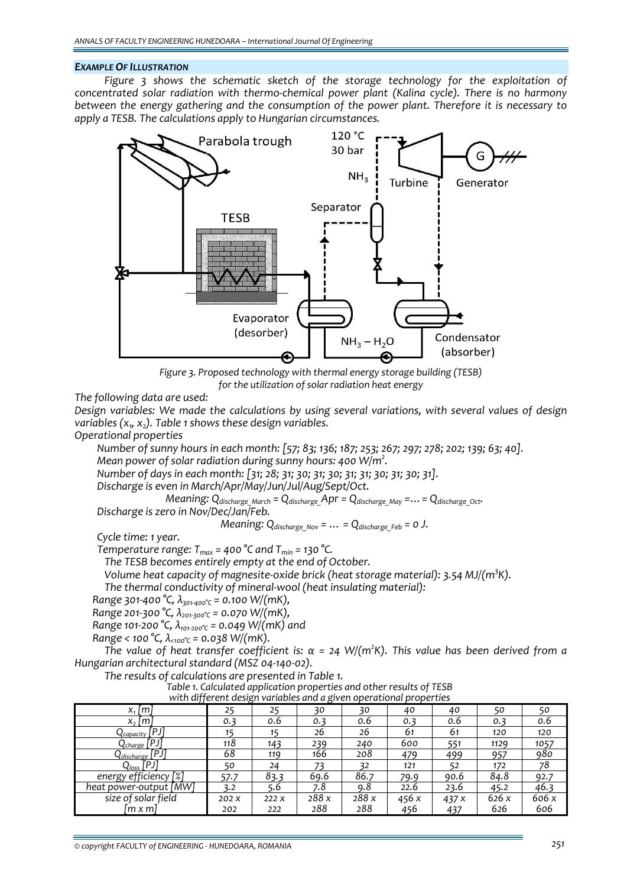### *EXAMPLE OF ILLUSTRATION*

*Figure 3 shows the schematic sketch of the storage technology for the exploitation of concentrated solar radiation with thermo-chemical power plant (Kalina cycle). There is no harmony between the energy gathering and the consumption of the power plant. Therefore it is necessary to apply a TESB. The calculations apply to Hungarian circumstances.*

*Figure 3. Proposed technology with thermal energy storage building (TESB) for the utilization of solar radiation heat energy*

*The following data are used:*

*Design variables: We made the calculations by using several variations, with several values of design variables ($x_1$, $x_2$). Table 1 shows these design variables.*

*Operational properties*

*Number of sunny hours in each month: [57; 83; 136; 187; 253; 267; 297; 278; 202; 139; 63; 40].*

*Mean power of solar radiation during sunny hours: 400 W/m$^2$.*

*Number of days in each month: [31; 28; 31; 30; 31; 30; 31; 31; 30; 31; 30; 31].*

*Discharge is even in March/Apr/May/Jun/Jul/Aug/Sept/Oct.*

*Meaning: $Q_{discharge\_March} = Q_{discharge\_Apr} = Q_{discharge\_May} = \ldots = Q_{discharge\_Oct}$.*

*Discharge is zero in Nov/Dec/Jan/Feb.*

*Meaning: $Q_{discharge\_Nov} = \ldots = Q_{discharge\_Feb} = 0$ J.*

*Cycle time: 1 year.*

*Temperature range: $T_{max}$ = 400 °C and $T_{min}$ = 130 °C.*

*The TESB becomes entirely empty at the end of October.*

*Volume heat capacity of magnesite-oxide brick (heat storage material): 3.54 MJ/(m$^3$K).*

*The thermal conductivity of mineral-wool (heat insulating material):*

*Range 301-400 °C, $\lambda_{301\text{-}400°C}$ = 0.100 W/(mK),*

*Range 201-300 °C, $\lambda_{201\text{-}300°C}$ = 0.070 W/(mK),*

*Range 101-200 °C, $\lambda_{101\text{-}200°C}$ = 0.049 W/(mK) and*

*Range < 100 °C, $\lambda_{<100°C}$ = 0.038 W/(mK).*

*The value of heat transfer coefficient is: $\alpha$ = 24 W/(m$^2$K). This value has been derived from a Hungarian architectural standard (MSZ 04-140-02).*

*The results of calculations are presented in Table 1.*

*Table 1. Calculated application properties and other results of TESB with different design variables and a given operational properties*

| $x_1$ [m] | 25 | 25 | 30 | 30 | 40 | 40 | 50 | 50 |
|---|---|---|---|---|---|---|---|---|
| $x_2$ [m] | 0.3 | 0.6 | 0.3 | 0.6 | 0.3 | 0.6 | 0.3 | 0.6 |
| $Q_{capacity}$ [PJ] | 15 | 15 | 26 | 26 | 61 | 61 | 120 | 120 |
| $Q_{charge}$ [PJ] | 118 | 143 | 239 | 240 | 600 | 551 | 1129 | 1057 |
| $Q_{discharge}$ [PJ] | 68 | 119 | 166 | 208 | 479 | 499 | 957 | 980 |
| $Q_{loss}$ [PJ] | 50 | 24 | 73 | 32 | 121 | 52 | 172 | 78 |
| energy efficiency [%] | 57.7 | 83.3 | 69.6 | 86.7 | 79.9 | 90.6 | 84.8 | 92.7 |
| heat power-output [MW] | 3.2 | 5.6 | 7.8 | 9.8 | 22.6 | 23.6 | 45.2 | 46.3 |
| size of solar field [m x m] | 202 x 202 | 222 x 222 | 288 x 288 | 288 x 288 | 456 x 456 | 437 x 437 | 626 x 626 | 606 x 606 |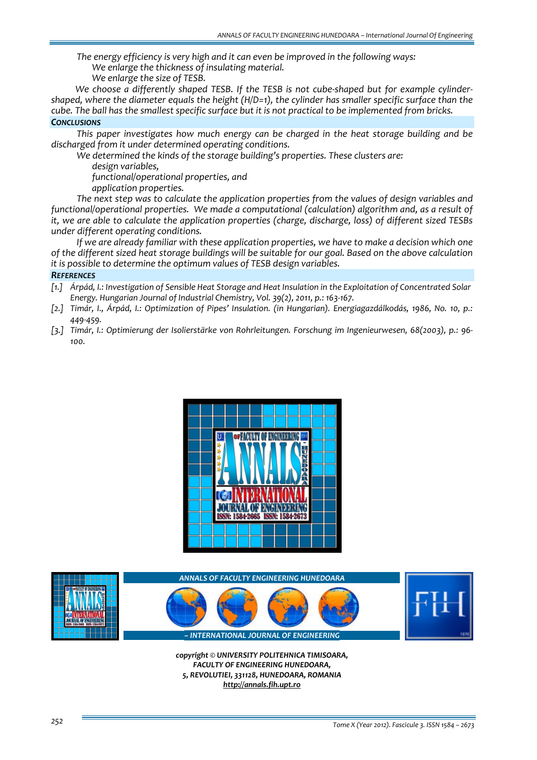*The energy efficiency is very high and it can even be improved in the following ways:*

*We enlarge the thickness of insulating material.*

*We enlarge the size of TESB.*

*We choose a differently shaped TESB. If the TESB is not cube-shaped but for example cylinder-shaped, where the diameter equals the height (H/D=1), the cylinder has smaller specific surface than the cube. The ball has the smallest specific surface but it is not practical to be implemented from bricks.*

## CONCLUSIONS

*This paper investigates how much energy can be charged in the heat storage building and be discharged from it under determined operating conditions.*

*We determined the kinds of the storage building's properties. These clusters are:*

*design variables,*

*functional/operational properties, and*

*application properties.*

*The next step was to calculate the application properties from the values of design variables and functional/operational properties. We made a computational (calculation) algorithm and, as a result of it, we are able to calculate the application properties (charge, discharge, loss) of different sized TESBs under different operating conditions.*

*If we are already familiar with these application properties, we have to make a decision which one of the different sized heat storage buildings will be suitable for our goal. Based on the above calculation it is possible to determine the optimum values of TESB design variables.*

## REFERENCES

[1.] Árpád, I.: Investigation of Sensible Heat Storage and Heat Insulation in the Exploitation of Concentrated Solar Energy. Hungarian Journal of Industrial Chemistry, Vol. 39(2), 2011, p.: 163-167.

[2.] Timár, I., Árpád, I.: Optimization of Pipes' Insulation. (in Hungarian). Energiagazdálkodás, 1986, No. 10, p.: 449-459.

[3.] Timár, I.: Optimierung der Isolierstärke von Rohrleitungen. Forschung im Ingenieurwesen, 68(2003), p.: 96-100.

ANNALS OF FACULTY ENGINEERING HUNEDOARA

– INTERNATIONAL JOURNAL OF ENGINEERING

*copyright © UNIVERSITY POLITEHNICA TIMISOARA, FACULTY OF ENGINEERING HUNEDOARA, 5, REVOLUTIEI, 331128, HUNEDOARA, ROMANIA*
http://annals.fih.upt.ro